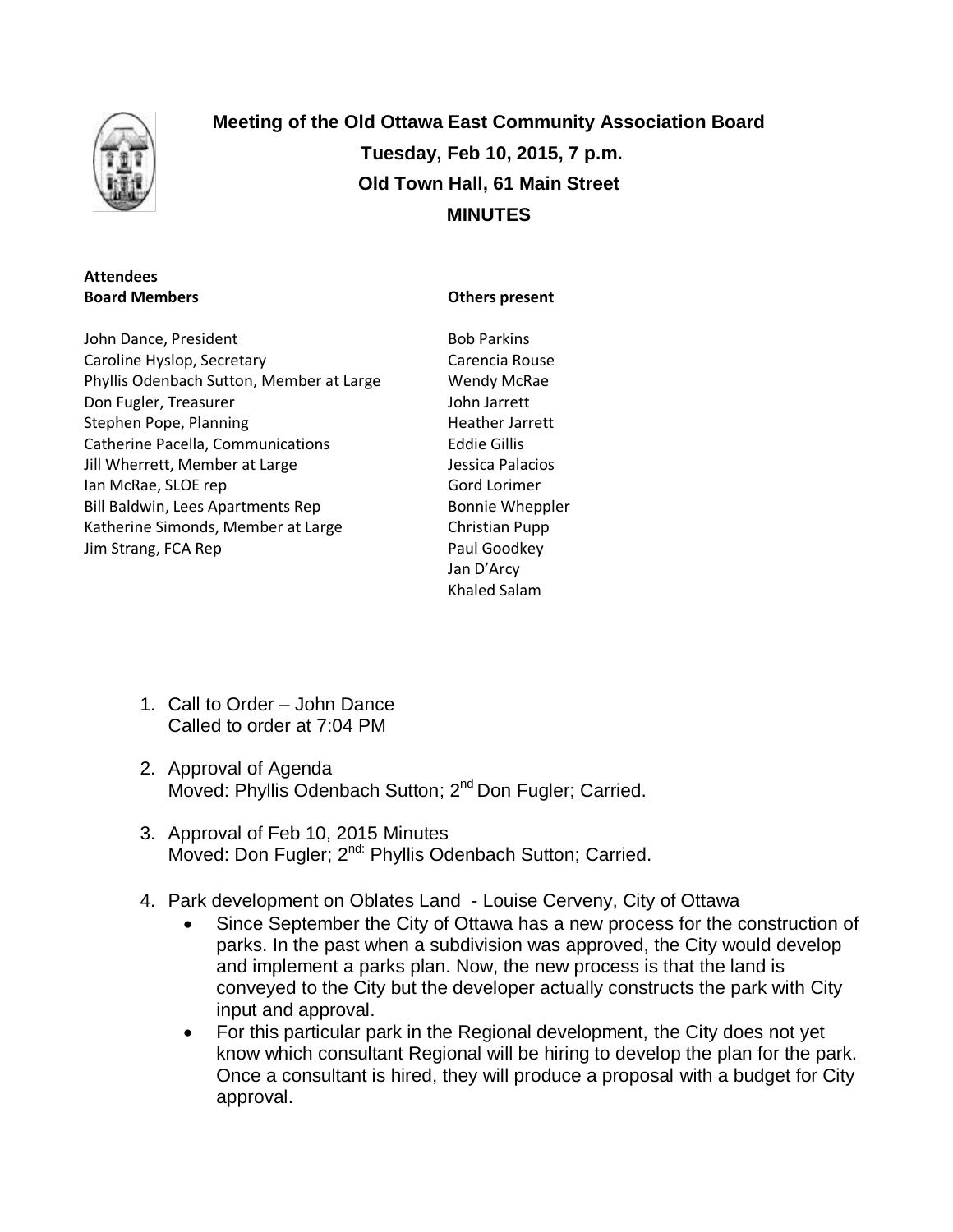# Meeting of the Old Ottawa East Community Association Board

**Tuesday, Feb 10, 2015, 7 p.m.**

**Old Town Hall, 61 Main Street**

**MINUTES**

**Attendees**

| Board Members | Others present |
|---|---|
| John Dance, President | Bob Parkins |
| Caroline Hyslop, Secretary | Carencia Rouse |
| Phyllis Odenbach Sutton, Member at Large | Wendy McRae |
| Don Fugler, Treasurer | John Jarrett |
| Stephen Pope, Planning | Heather Jarrett |
| Catherine Pacella, Communications | Eddie Gillis |
| Jill Wherrett, Member at Large | Jessica Palacios |
| Ian McRae, SLOE rep | Gord Lorimer |
| Bill Baldwin, Lees Apartments Rep | Bonnie Wheppler |
| Katherine Simonds, Member at Large | Christian Pupp |
| Jim Strang, FCA Rep | Paul Goodkey |
| | Jan D'Arcy |
| | Khaled Salam |

1. Call to Order – John Dance
   Called to order at 7:04 PM

2. Approval of Agenda
   Moved: Phyllis Odenbach Sutton; 2nd Don Fugler; Carried.

3. Approval of Feb 10, 2015 Minutes
   Moved: Don Fugler; 2nd: Phyllis Odenbach Sutton; Carried.

4. Park development on Oblates Land - Louise Cerveny, City of Ottawa
   - Since September the City of Ottawa has a new process for the construction of parks. In the past when a subdivision was approved, the City would develop and implement a parks plan. Now, the new process is that the land is conveyed to the City but the developer actually constructs the park with City input and approval.
   - For this particular park in the Regional development, the City does not yet know which consultant Regional will be hiring to develop the plan for the park. Once a consultant is hired, they will produce a proposal with a budget for City approval.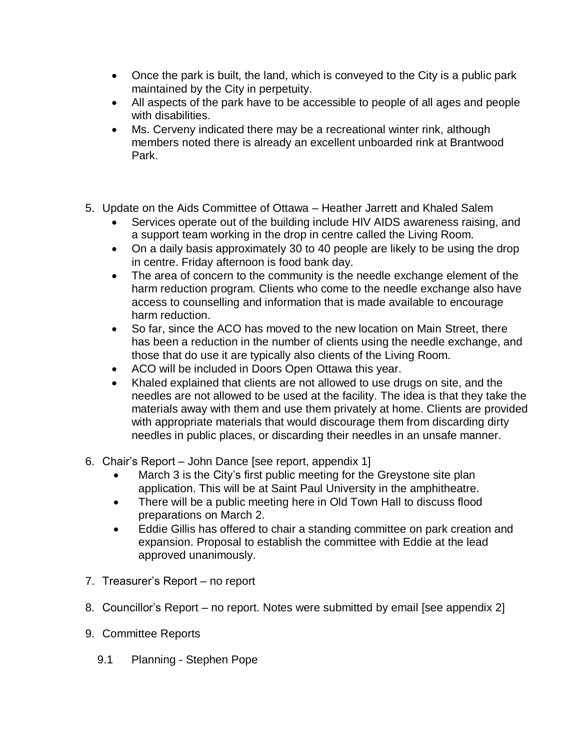- Once the park is built, the land, which is conveyed to the City is a public park maintained by the City in perpetuity.
- All aspects of the park have to be accessible to people of all ages and people with disabilities.
- Ms. Cerveny indicated there may be a recreational winter rink, although members noted there is already an excellent unboarded rink at Brantwood Park.

5. Update on the Aids Committee of Ottawa – Heather Jarrett and Khaled Salem
   - Services operate out of the building include HIV AIDS awareness raising, and a support team working in the drop in centre called the Living Room.
   - On a daily basis approximately 30 to 40 people are likely to be using the drop in centre. Friday afternoon is food bank day.
   - The area of concern to the community is the needle exchange element of the harm reduction program. Clients who come to the needle exchange also have access to counselling and information that is made available to encourage harm reduction.
   - So far, since the ACO has moved to the new location on Main Street, there has been a reduction in the number of clients using the needle exchange, and those that do use it are typically also clients of the Living Room.
   - ACO will be included in Doors Open Ottawa this year.
   - Khaled explained that clients are not allowed to use drugs on site, and the needles are not allowed to be used at the facility. The idea is that they take the materials away with them and use them privately at home. Clients are provided with appropriate materials that would discourage them from discarding dirty needles in public places, or discarding their needles in an unsafe manner.

6. Chair's Report – John Dance [see report, appendix 1]
   - March 3 is the City's first public meeting for the Greystone site plan application. This will be at Saint Paul University in the amphitheatre.
   - There will be a public meeting here in Old Town Hall to discuss flood preparations on March 2.
   - Eddie Gillis has offered to chair a standing committee on park creation and expansion. Proposal to establish the committee with Eddie at the lead approved unanimously.

7. Treasurer's Report – no report

8. Councillor's Report – no report. Notes were submitted by email [see appendix 2]

9. Committee Reports

   9.1 Planning - Stephen Pope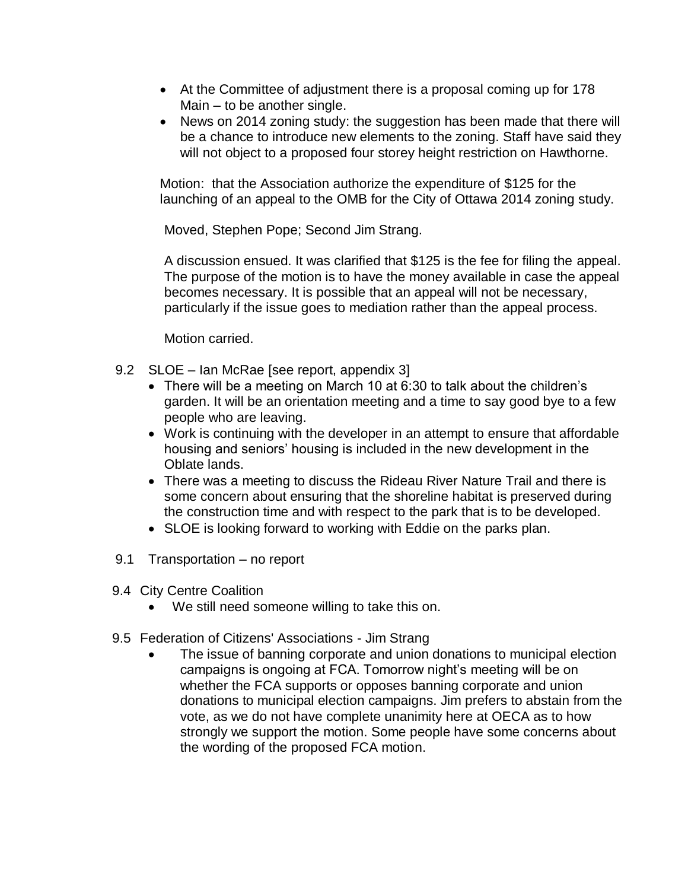- At the Committee of adjustment there is a proposal coming up for 178 Main – to be another single.
- News on 2014 zoning study: the suggestion has been made that there will be a chance to introduce new elements to the zoning. Staff have said they will not object to a proposed four storey height restriction on Hawthorne.

Motion: that the Association authorize the expenditure of $125 for the launching of an appeal to the OMB for the City of Ottawa 2014 zoning study.

Moved, Stephen Pope; Second Jim Strang.

A discussion ensued. It was clarified that $125 is the fee for filing the appeal. The purpose of the motion is to have the money available in case the appeal becomes necessary. It is possible that an appeal will not be necessary, particularly if the issue goes to mediation rather than the appeal process.

Motion carried.

9.2 SLOE – Ian McRae [see report, appendix 3]

- There will be a meeting on March 10 at 6:30 to talk about the children's garden. It will be an orientation meeting and a time to say good bye to a few people who are leaving.
- Work is continuing with the developer in an attempt to ensure that affordable housing and seniors' housing is included in the new development in the Oblate lands.
- There was a meeting to discuss the Rideau River Nature Trail and there is some concern about ensuring that the shoreline habitat is preserved during the construction time and with respect to the park that is to be developed.
- SLOE is looking forward to working with Eddie on the parks plan.

9.1 Transportation – no report

9.4 City Centre Coalition

- We still need someone willing to take this on.

9.5 Federation of Citizens' Associations - Jim Strang

- The issue of banning corporate and union donations to municipal election campaigns is ongoing at FCA. Tomorrow night's meeting will be on whether the FCA supports or opposes banning corporate and union donations to municipal election campaigns. Jim prefers to abstain from the vote, as we do not have complete unanimity here at OECA as to how strongly we support the motion. Some people have some concerns about the wording of the proposed FCA motion.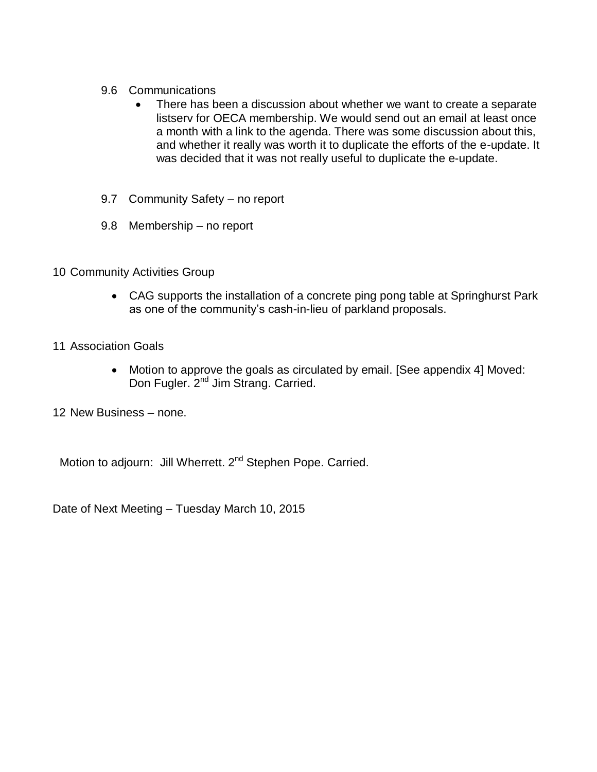9.6 Communications

- There has been a discussion about whether we want to create a separate listserv for OECA membership. We would send out an email at least once a month with a link to the agenda. There was some discussion about this, and whether it really was worth it to duplicate the efforts of the e-update. It was decided that it was not really useful to duplicate the e-update.

9.7 Community Safety – no report

9.8 Membership – no report

10 Community Activities Group

- CAG supports the installation of a concrete ping pong table at Springhurst Park as one of the community's cash-in-lieu of parkland proposals.

11 Association Goals

- Motion to approve the goals as circulated by email. [See appendix 4] Moved: Don Fugler. 2nd Jim Strang. Carried.

12 New Business – none.

Motion to adjourn: Jill Wherrett. 2nd Stephen Pope. Carried.

Date of Next Meeting – Tuesday March 10, 2015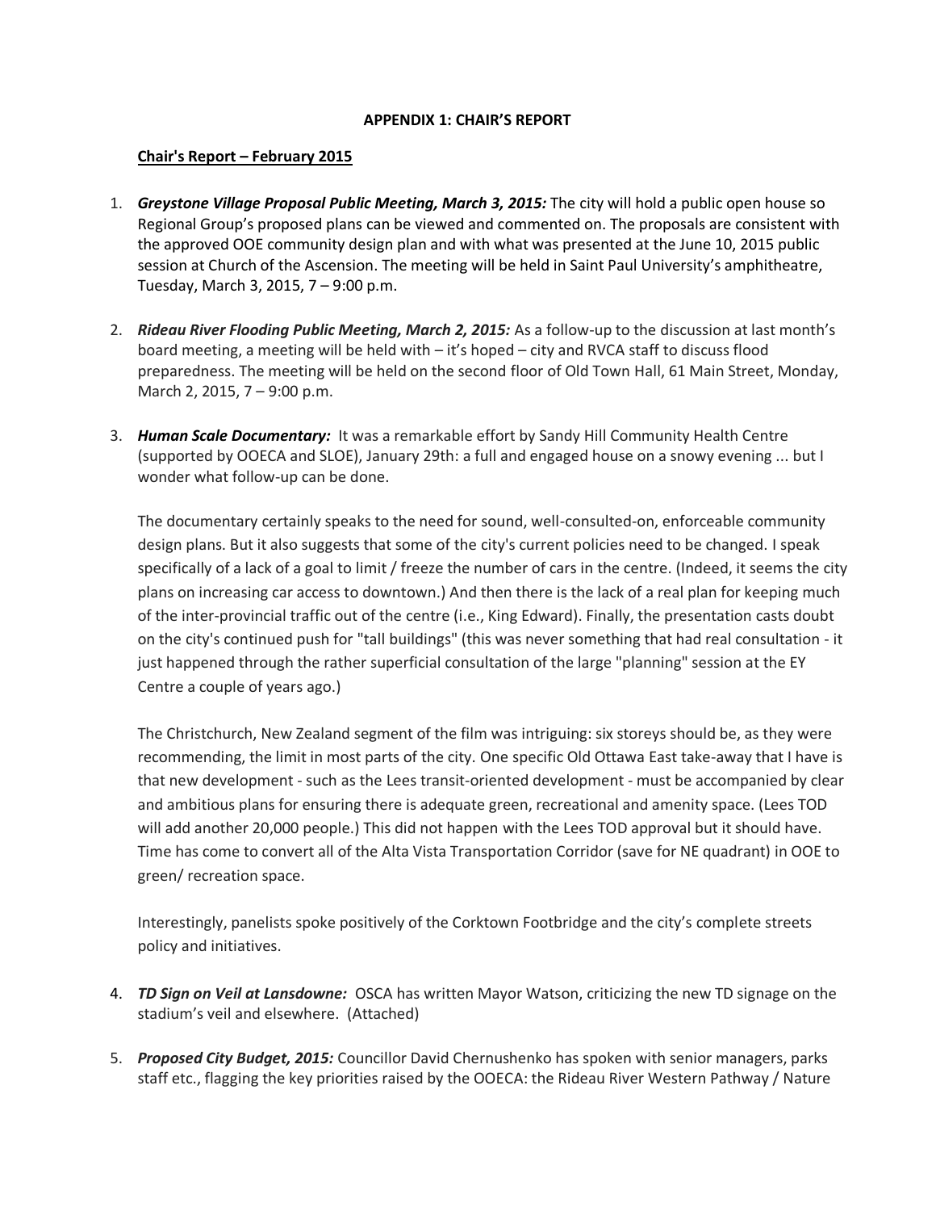**APPENDIX 1: CHAIR'S REPORT**

**Chair's Report – February 2015**

1. ***Greystone Village Proposal Public Meeting, March 3, 2015:*** The city will hold a public open house so Regional Group's proposed plans can be viewed and commented on. The proposals are consistent with the approved OOE community design plan and with what was presented at the June 10, 2015 public session at Church of the Ascension. The meeting will be held in Saint Paul University's amphitheatre, Tuesday, March 3, 2015, 7 – 9:00 p.m.

2. ***Rideau River Flooding Public Meeting, March 2, 2015:*** As a follow-up to the discussion at last month's board meeting, a meeting will be held with – it's hoped – city and RVCA staff to discuss flood preparedness. The meeting will be held on the second floor of Old Town Hall, 61 Main Street, Monday, March 2, 2015, 7 – 9:00 p.m.

3. ***Human Scale Documentary:*** It was a remarkable effort by Sandy Hill Community Health Centre (supported by OOECA and SLOE), January 29th: a full and engaged house on a snowy evening ... but I wonder what follow-up can be done.

   The documentary certainly speaks to the need for sound, well-consulted-on, enforceable community design plans. But it also suggests that some of the city's current policies need to be changed. I speak specifically of a lack of a goal to limit / freeze the number of cars in the centre. (Indeed, it seems the city plans on increasing car access to downtown.) And then there is the lack of a real plan for keeping much of the inter-provincial traffic out of the centre (i.e., King Edward). Finally, the presentation casts doubt on the city's continued push for "tall buildings" (this was never something that had real consultation - it just happened through the rather superficial consultation of the large "planning" session at the EY Centre a couple of years ago.)

   The Christchurch, New Zealand segment of the film was intriguing: six storeys should be, as they were recommending, the limit in most parts of the city. One specific Old Ottawa East take-away that I have is that new development - such as the Lees transit-oriented development - must be accompanied by clear and ambitious plans for ensuring there is adequate green, recreational and amenity space. (Lees TOD will add another 20,000 people.) This did not happen with the Lees TOD approval but it should have. Time has come to convert all of the Alta Vista Transportation Corridor (save for NE quadrant) in OOE to green/ recreation space.

   Interestingly, panelists spoke positively of the Corktown Footbridge and the city's complete streets policy and initiatives.

4. ***TD Sign on Veil at Lansdowne:*** OSCA has written Mayor Watson, criticizing the new TD signage on the stadium's veil and elsewhere. (Attached)

5. ***Proposed City Budget, 2015:*** Councillor David Chernushenko has spoken with senior managers, parks staff etc., flagging the key priorities raised by the OOECA: the Rideau River Western Pathway / Nature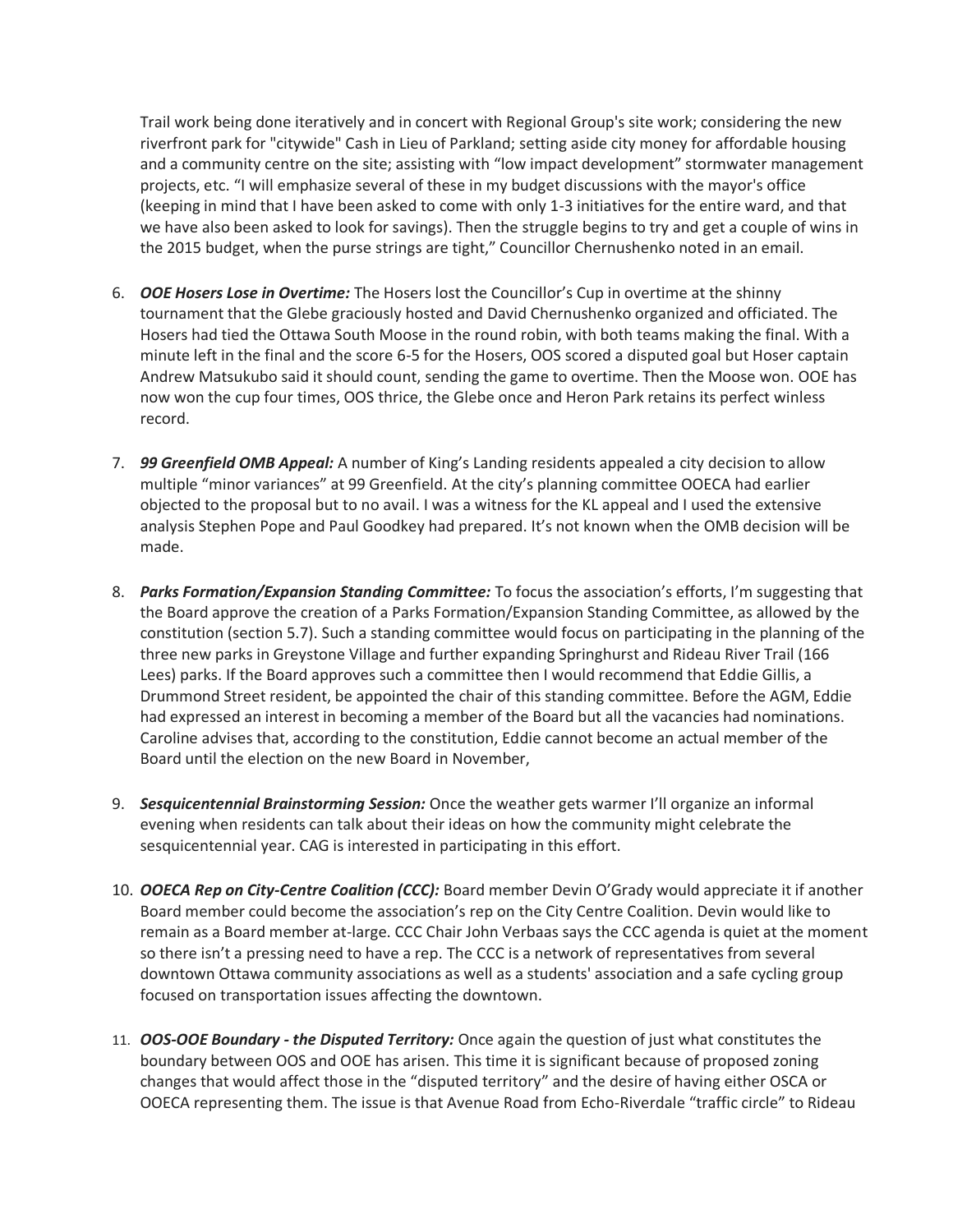Trail work being done iteratively and in concert with Regional Group's site work; considering the new riverfront park for "citywide" Cash in Lieu of Parkland; setting aside city money for affordable housing and a community centre on the site; assisting with "low impact development" stormwater management projects, etc. "I will emphasize several of these in my budget discussions with the mayor's office (keeping in mind that I have been asked to come with only 1-3 initiatives for the entire ward, and that we have also been asked to look for savings). Then the struggle begins to try and get a couple of wins in the 2015 budget, when the purse strings are tight," Councillor Chernushenko noted in an email.

6. ***OOE Hosers Lose in Overtime:*** The Hosers lost the Councillor's Cup in overtime at the shinny tournament that the Glebe graciously hosted and David Chernushenko organized and officiated. The Hosers had tied the Ottawa South Moose in the round robin, with both teams making the final. With a minute left in the final and the score 6-5 for the Hosers, OOS scored a disputed goal but Hoser captain Andrew Matsukubo said it should count, sending the game to overtime. Then the Moose won. OOE has now won the cup four times, OOS thrice, the Glebe once and Heron Park retains its perfect winless record.

7. ***99 Greenfield OMB Appeal:*** A number of King's Landing residents appealed a city decision to allow multiple "minor variances" at 99 Greenfield. At the city's planning committee OOECA had earlier objected to the proposal but to no avail. I was a witness for the KL appeal and I used the extensive analysis Stephen Pope and Paul Goodkey had prepared. It's not known when the OMB decision will be made.

8. ***Parks Formation/Expansion Standing Committee:*** To focus the association's efforts, I'm suggesting that the Board approve the creation of a Parks Formation/Expansion Standing Committee, as allowed by the constitution (section 5.7). Such a standing committee would focus on participating in the planning of the three new parks in Greystone Village and further expanding Springhurst and Rideau River Trail (166 Lees) parks. If the Board approves such a committee then I would recommend that Eddie Gillis, a Drummond Street resident, be appointed the chair of this standing committee. Before the AGM, Eddie had expressed an interest in becoming a member of the Board but all the vacancies had nominations. Caroline advises that, according to the constitution, Eddie cannot become an actual member of the Board until the election on the new Board in November,

9. ***Sesquicentennial Brainstorming Session:*** Once the weather gets warmer I'll organize an informal evening when residents can talk about their ideas on how the community might celebrate the sesquicentennial year. CAG is interested in participating in this effort.

10. ***OOECA Rep on City-Centre Coalition (CCC):*** Board member Devin O'Grady would appreciate it if another Board member could become the association's rep on the City Centre Coalition. Devin would like to remain as a Board member at-large. CCC Chair John Verbaas says the CCC agenda is quiet at the moment so there isn't a pressing need to have a rep. The CCC is a network of representatives from several downtown Ottawa community associations as well as a students' association and a safe cycling group focused on transportation issues affecting the downtown.

11. ***OOS-OOE Boundary - the Disputed Territory:*** Once again the question of just what constitutes the boundary between OOS and OOE has arisen. This time it is significant because of proposed zoning changes that would affect those in the "disputed territory" and the desire of having either OSCA or OOECA representing them. The issue is that Avenue Road from Echo-Riverdale "traffic circle" to Rideau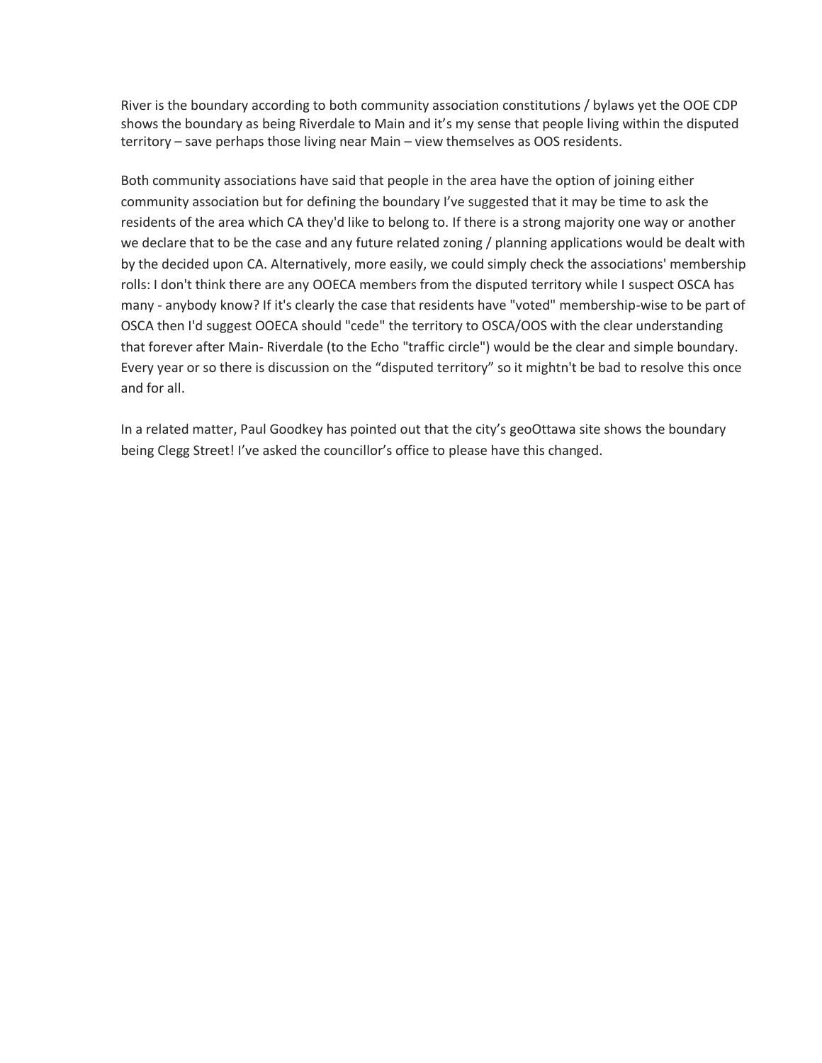River is the boundary according to both community association constitutions / bylaws yet the OOE CDP shows the boundary as being Riverdale to Main and it's my sense that people living within the disputed territory – save perhaps those living near Main – view themselves as OOS residents.

Both community associations have said that people in the area have the option of joining either community association but for defining the boundary I've suggested that it may be time to ask the residents of the area which CA they'd like to belong to. If there is a strong majority one way or another we declare that to be the case and any future related zoning / planning applications would be dealt with by the decided upon CA. Alternatively, more easily, we could simply check the associations' membership rolls: I don't think there are any OOECA members from the disputed territory while I suspect OSCA has many - anybody know? If it's clearly the case that residents have "voted" membership-wise to be part of OSCA then I'd suggest OOECA should "cede" the territory to OSCA/OOS with the clear understanding that forever after Main- Riverdale (to the Echo "traffic circle") would be the clear and simple boundary. Every year or so there is discussion on the "disputed territory" so it mightn't be bad to resolve this once and for all.

In a related matter, Paul Goodkey has pointed out that the city's geoOttawa site shows the boundary being Clegg Street! I've asked the councillor's office to please have this changed.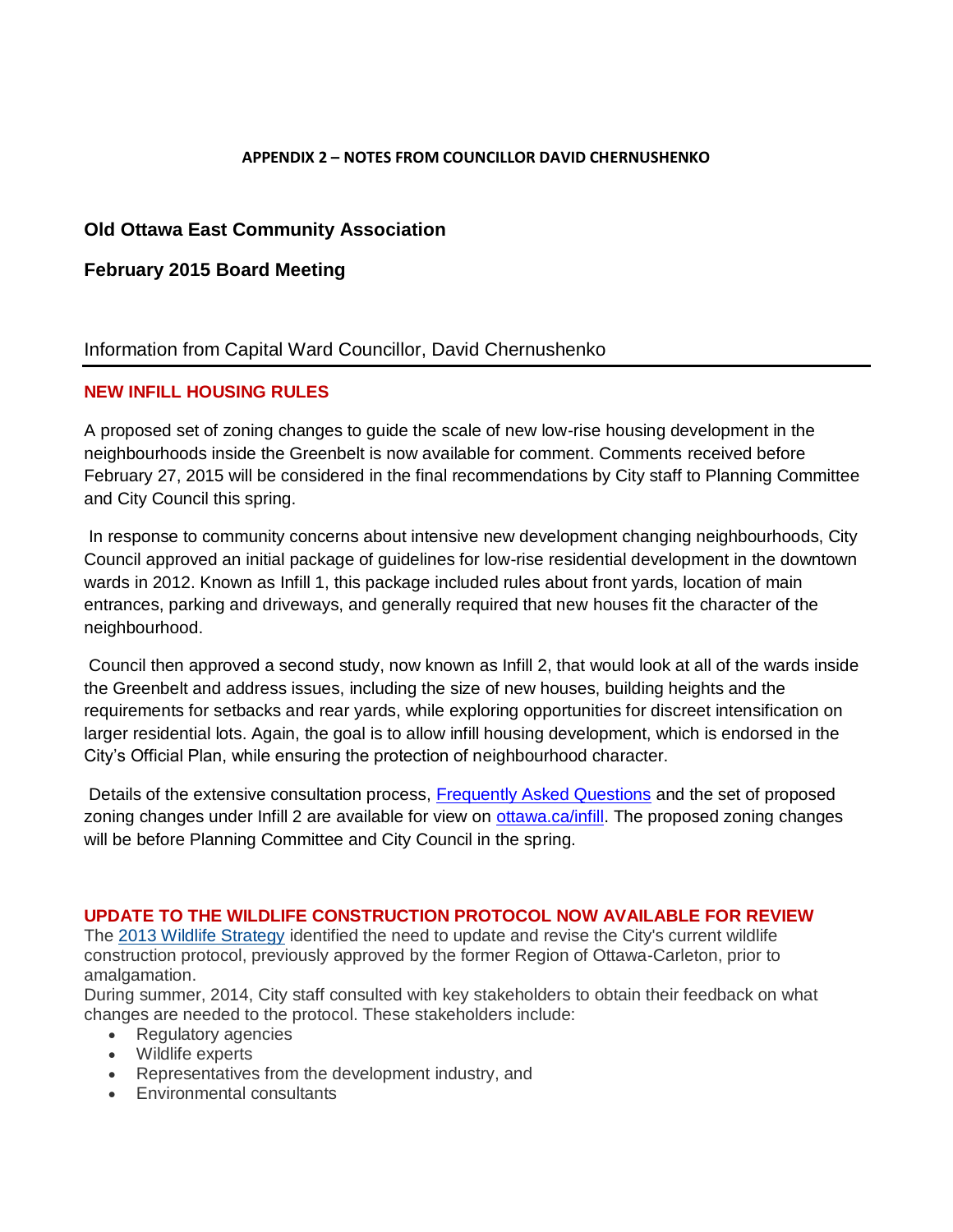**APPENDIX 2 – NOTES FROM COUNCILLOR DAVID CHERNUSHENKO**

## Old Ottawa East Community Association

## February 2015 Board Meeting

### Information from Capital Ward Councillor, David Chernushenko

---

### NEW INFILL HOUSING RULES

A proposed set of zoning changes to guide the scale of new low-rise housing development in the neighbourhoods inside the Greenbelt is now available for comment. Comments received before February 27, 2015 will be considered in the final recommendations by City staff to Planning Committee and City Council this spring.

In response to community concerns about intensive new development changing neighbourhoods, City Council approved an initial package of guidelines for low-rise residential development in the downtown wards in 2012. Known as Infill 1, this package included rules about front yards, location of main entrances, parking and driveways, and generally required that new houses fit the character of the neighbourhood.

Council then approved a second study, now known as Infill 2, that would look at all of the wards inside the Greenbelt and address issues, including the size of new houses, building heights and the requirements for setbacks and rear yards, while exploring opportunities for discreet intensification on larger residential lots. Again, the goal is to allow infill housing development, which is endorsed in the City's Official Plan, while ensuring the protection of neighbourhood character.

Details of the extensive consultation process, Frequently Asked Questions and the set of proposed zoning changes under Infill 2 are available for view on ottawa.ca/infill. The proposed zoning changes will be before Planning Committee and City Council in the spring.

### UPDATE TO THE WILDLIFE CONSTRUCTION PROTOCOL NOW AVAILABLE FOR REVIEW

The 2013 Wildlife Strategy identified the need to update and revise the City's current wildlife construction protocol, previously approved by the former Region of Ottawa-Carleton, prior to amalgamation.

During summer, 2014, City staff consulted with key stakeholders to obtain their feedback on what changes are needed to the protocol. These stakeholders include:

- Regulatory agencies
- Wildlife experts
- Representatives from the development industry, and
- Environmental consultants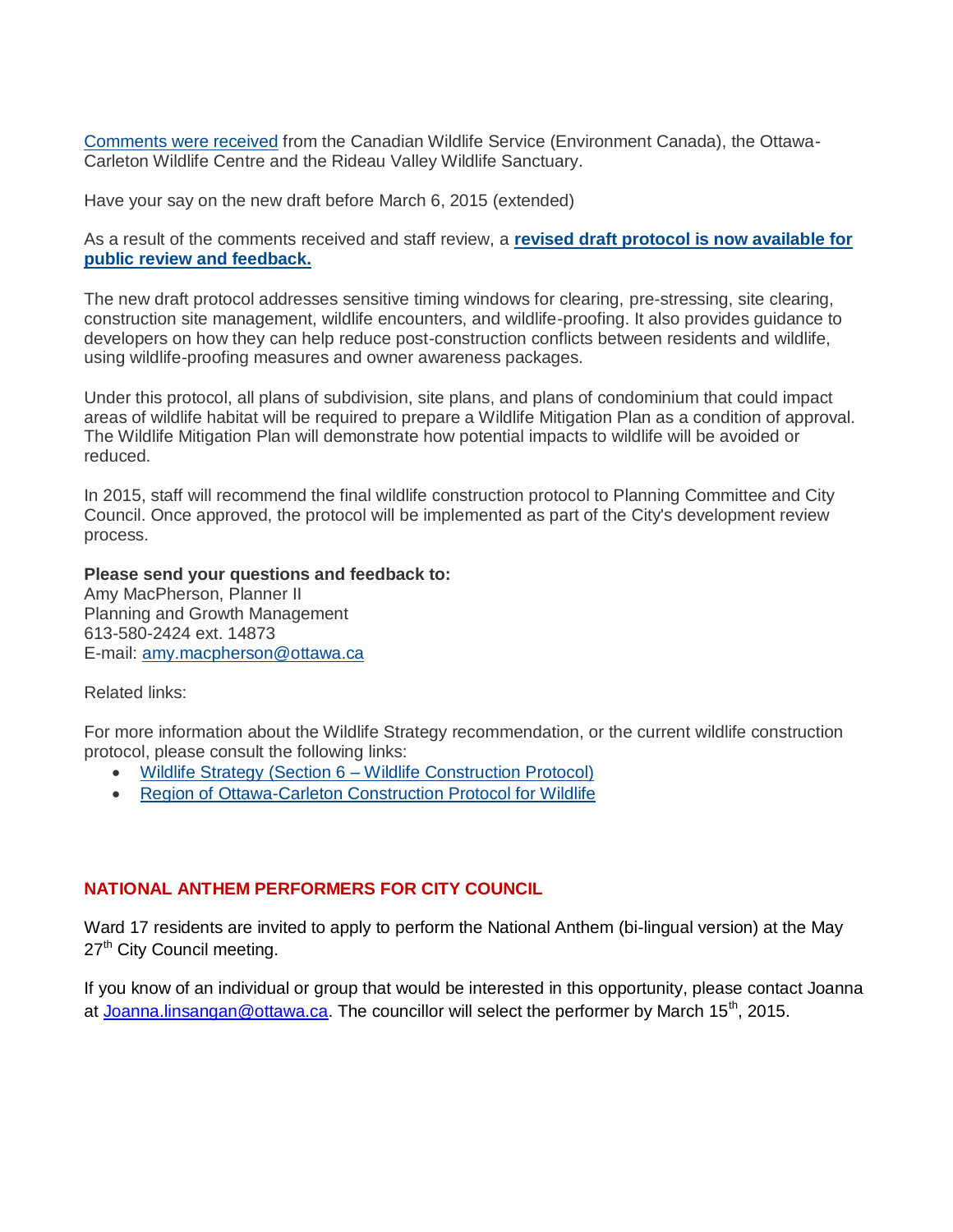Comments were received from the Canadian Wildlife Service (Environment Canada), the Ottawa-Carleton Wildlife Centre and the Rideau Valley Wildlife Sanctuary.

Have your say on the new draft before March 6, 2015 (extended)

As a result of the comments received and staff review, a **revised draft protocol is now available for public review and feedback.**

The new draft protocol addresses sensitive timing windows for clearing, pre-stressing, site clearing, construction site management, wildlife encounters, and wildlife-proofing. It also provides guidance to developers on how they can help reduce post-construction conflicts between residents and wildlife, using wildlife-proofing measures and owner awareness packages.

Under this protocol, all plans of subdivision, site plans, and plans of condominium that could impact areas of wildlife habitat will be required to prepare a Wildlife Mitigation Plan as a condition of approval. The Wildlife Mitigation Plan will demonstrate how potential impacts to wildlife will be avoided or reduced.

In 2015, staff will recommend the final wildlife construction protocol to Planning Committee and City Council. Once approved, the protocol will be implemented as part of the City's development review process.

**Please send your questions and feedback to:**
Amy MacPherson, Planner II
Planning and Growth Management
613-580-2424 ext. 14873
E-mail: amy.macpherson@ottawa.ca

Related links:

For more information about the Wildlife Strategy recommendation, or the current wildlife construction protocol, please consult the following links:

- Wildlife Strategy (Section 6 – Wildlife Construction Protocol)
- Region of Ottawa-Carleton Construction Protocol for Wildlife

## NATIONAL ANTHEM PERFORMERS FOR CITY COUNCIL

Ward 17 residents are invited to apply to perform the National Anthem (bi-lingual version) at the May 27th City Council meeting.

If you know of an individual or group that would be interested in this opportunity, please contact Joanna at Joanna.linsangan@ottawa.ca. The councillor will select the performer by March 15th, 2015.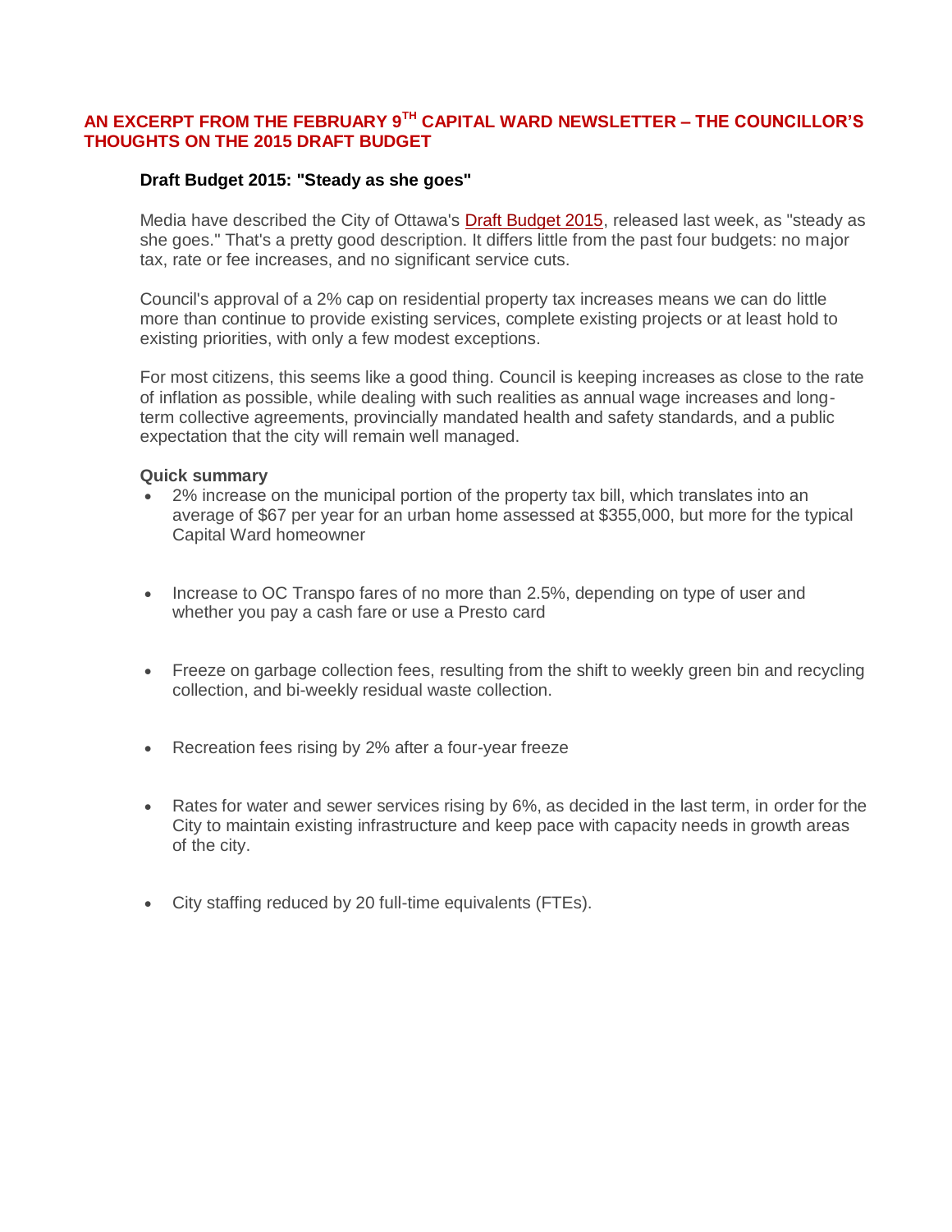## AN EXCERPT FROM THE FEBRUARY 9TH CAPITAL WARD NEWSLETTER – THE COUNCILLOR'S THOUGHTS ON THE 2015 DRAFT BUDGET

### Draft Budget 2015: "Steady as she goes"

Media have described the City of Ottawa's Draft Budget 2015, released last week, as "steady as she goes." That's a pretty good description. It differs little from the past four budgets: no major tax, rate or fee increases, and no significant service cuts.

Council's approval of a 2% cap on residential property tax increases means we can do little more than continue to provide existing services, complete existing projects or at least hold to existing priorities, with only a few modest exceptions.

For most citizens, this seems like a good thing. Council is keeping increases as close to the rate of inflation as possible, while dealing with such realities as annual wage increases and long-term collective agreements, provincially mandated health and safety standards, and a public expectation that the city will remain well managed.

**Quick summary**

- 2% increase on the municipal portion of the property tax bill, which translates into an average of $67 per year for an urban home assessed at $355,000, but more for the typical Capital Ward homeowner
- Increase to OC Transpo fares of no more than 2.5%, depending on type of user and whether you pay a cash fare or use a Presto card
- Freeze on garbage collection fees, resulting from the shift to weekly green bin and recycling collection, and bi-weekly residual waste collection.
- Recreation fees rising by 2% after a four-year freeze
- Rates for water and sewer services rising by 6%, as decided in the last term, in order for the City to maintain existing infrastructure and keep pace with capacity needs in growth areas of the city.
- City staffing reduced by 20 full-time equivalents (FTEs).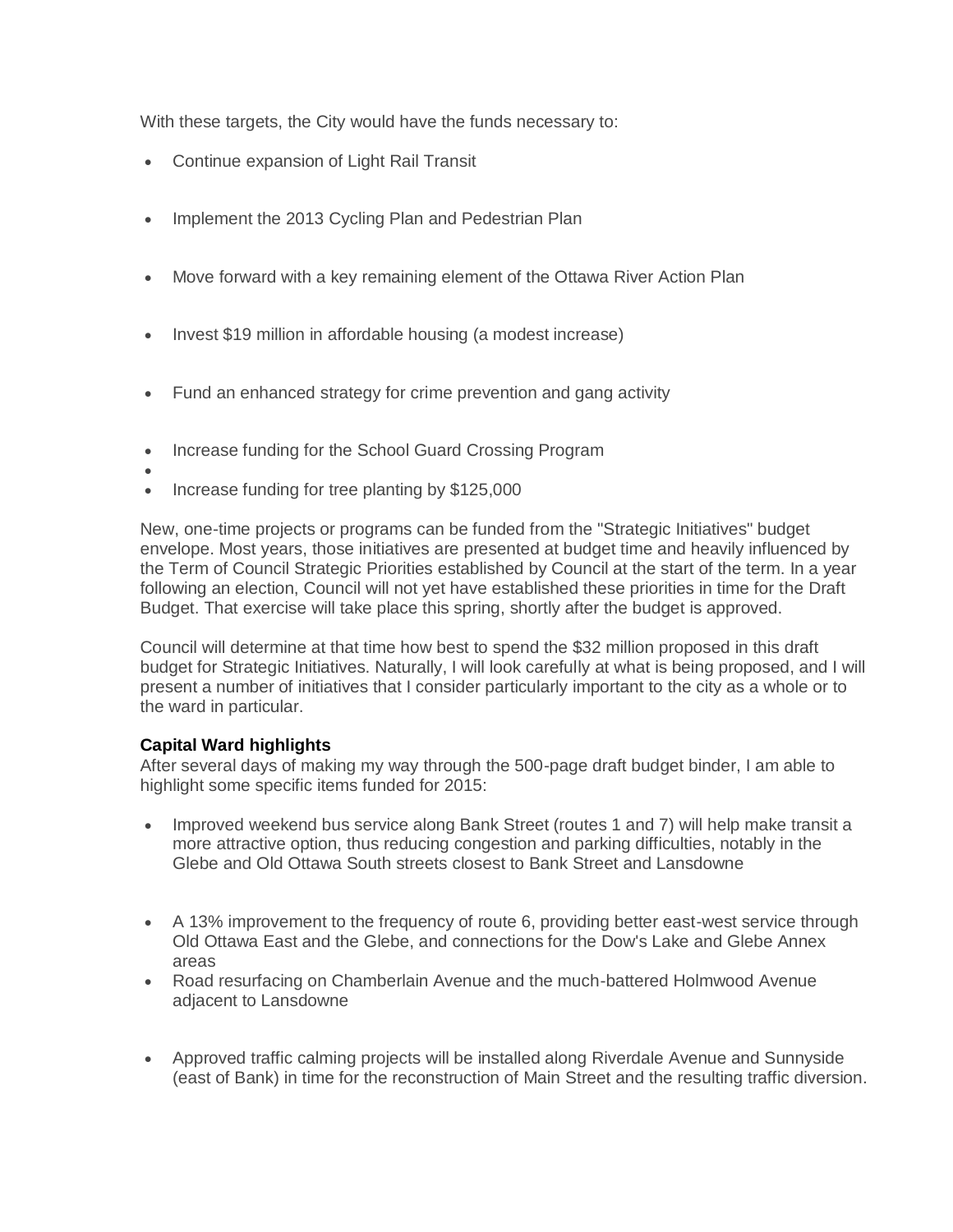With these targets, the City would have the funds necessary to:

- Continue expansion of Light Rail Transit
- Implement the 2013 Cycling Plan and Pedestrian Plan
- Move forward with a key remaining element of the Ottawa River Action Plan
- Invest $19 million in affordable housing (a modest increase)
- Fund an enhanced strategy for crime prevention and gang activity
- Increase funding for the School Guard Crossing Program
- Increase funding for tree planting by $125,000

New, one-time projects or programs can be funded from the "Strategic Initiatives" budget envelope. Most years, those initiatives are presented at budget time and heavily influenced by the Term of Council Strategic Priorities established by Council at the start of the term. In a year following an election, Council will not yet have established these priorities in time for the Draft Budget. That exercise will take place this spring, shortly after the budget is approved.

Council will determine at that time how best to spend the $32 million proposed in this draft budget for Strategic Initiatives. Naturally, I will look carefully at what is being proposed, and I will present a number of initiatives that I consider particularly important to the city as a whole or to the ward in particular.

**Capital Ward highlights**

After several days of making my way through the 500-page draft budget binder, I am able to highlight some specific items funded for 2015:

- Improved weekend bus service along Bank Street (routes 1 and 7) will help make transit a more attractive option, thus reducing congestion and parking difficulties, notably in the Glebe and Old Ottawa South streets closest to Bank Street and Lansdowne
- A 13% improvement to the frequency of route 6, providing better east-west service through Old Ottawa East and the Glebe, and connections for the Dow's Lake and Glebe Annex areas
- Road resurfacing on Chamberlain Avenue and the much-battered Holmwood Avenue adjacent to Lansdowne
- Approved traffic calming projects will be installed along Riverdale Avenue and Sunnyside (east of Bank) in time for the reconstruction of Main Street and the resulting traffic diversion.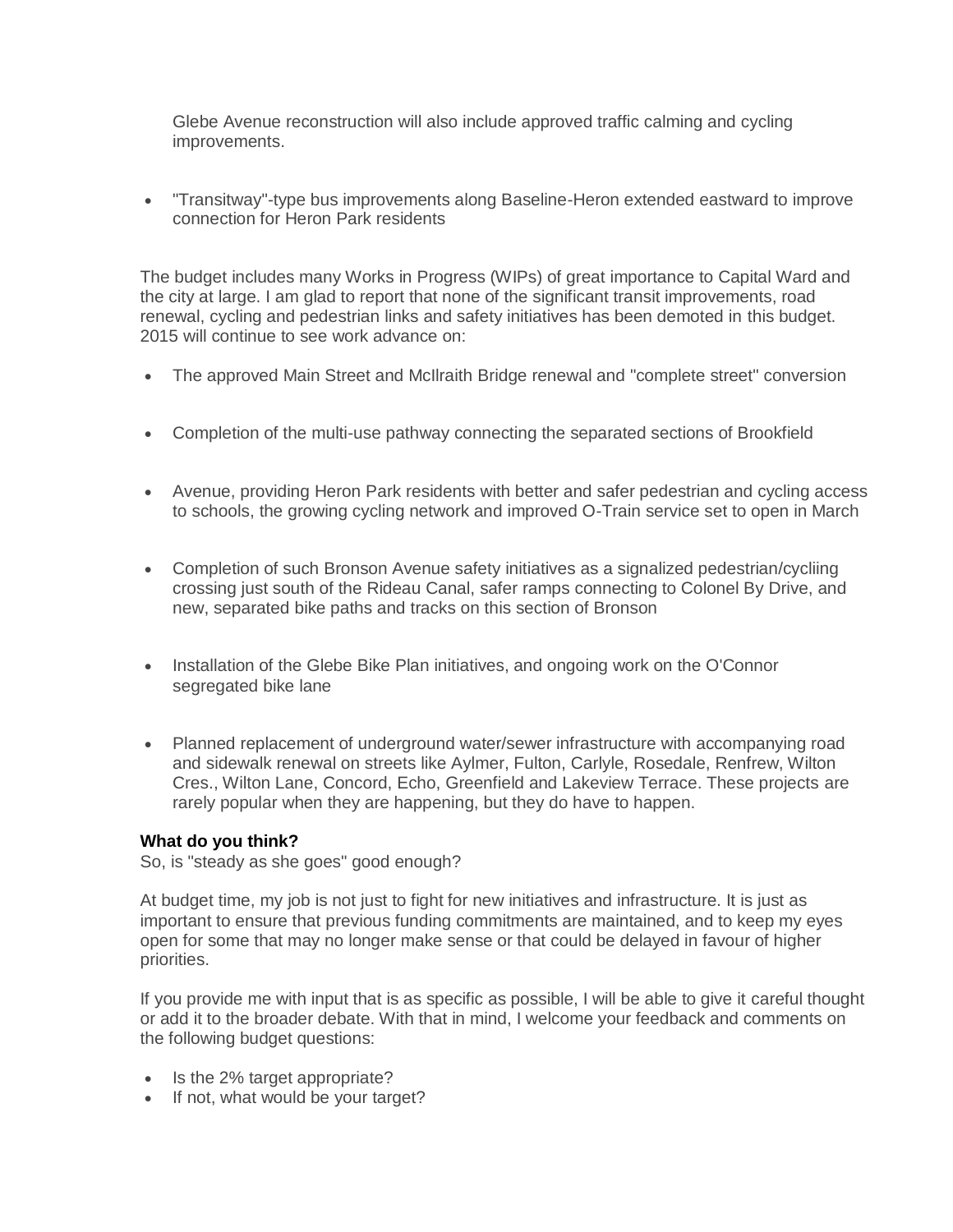Glebe Avenue reconstruction will also include approved traffic calming and cycling improvements.

- "Transitway"-type bus improvements along Baseline-Heron extended eastward to improve connection for Heron Park residents

The budget includes many Works in Progress (WIPs) of great importance to Capital Ward and the city at large. I am glad to report that none of the significant transit improvements, road renewal, cycling and pedestrian links and safety initiatives has been demoted in this budget. 2015 will continue to see work advance on:

- The approved Main Street and McIlraith Bridge renewal and "complete street" conversion
- Completion of the multi-use pathway connecting the separated sections of Brookfield
- Avenue, providing Heron Park residents with better and safer pedestrian and cycling access to schools, the growing cycling network and improved O-Train service set to open in March
- Completion of such Bronson Avenue safety initiatives as a signalized pedestrian/cycliing crossing just south of the Rideau Canal, safer ramps connecting to Colonel By Drive, and new, separated bike paths and tracks on this section of Bronson
- Installation of the Glebe Bike Plan initiatives, and ongoing work on the O'Connor segregated bike lane
- Planned replacement of underground water/sewer infrastructure with accompanying road and sidewalk renewal on streets like Aylmer, Fulton, Carlyle, Rosedale, Renfrew, Wilton Cres., Wilton Lane, Concord, Echo, Greenfield and Lakeview Terrace. These projects are rarely popular when they are happening, but they do have to happen.

**What do you think?**

So, is "steady as she goes" good enough?

At budget time, my job is not just to fight for new initiatives and infrastructure. It is just as important to ensure that previous funding commitments are maintained, and to keep my eyes open for some that may no longer make sense or that could be delayed in favour of higher priorities.

If you provide me with input that is as specific as possible, I will be able to give it careful thought or add it to the broader debate. With that in mind, I welcome your feedback and comments on the following budget questions:

- Is the 2% target appropriate?
- If not, what would be your target?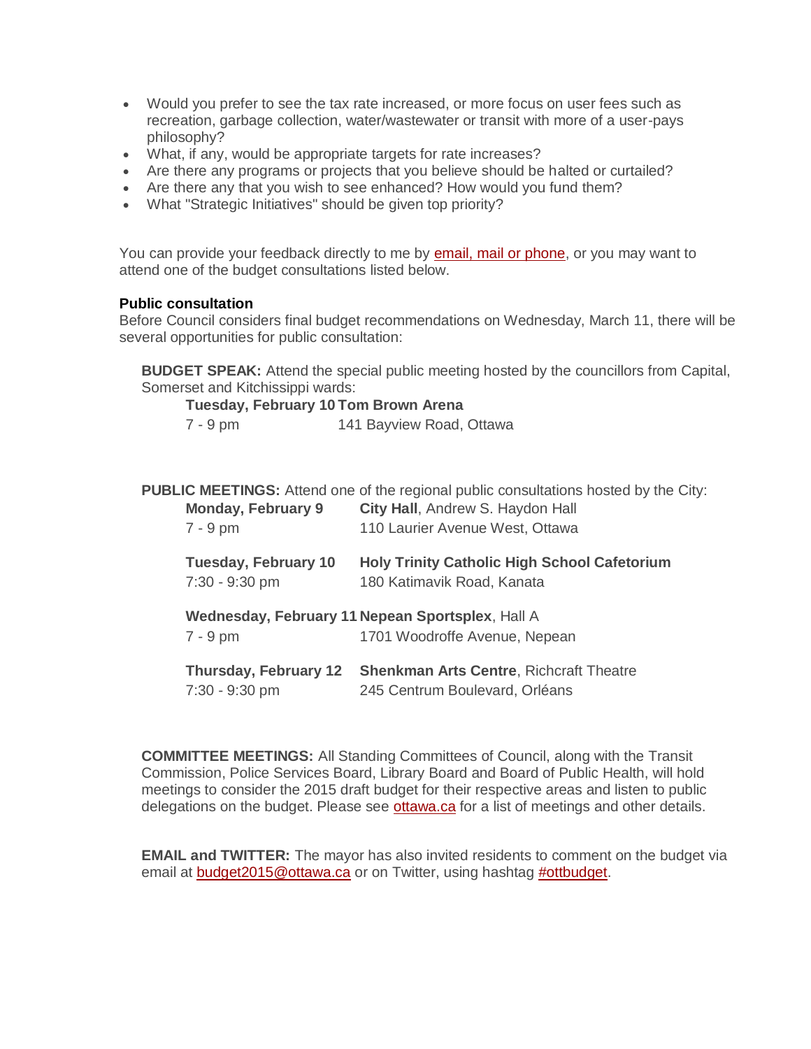- Would you prefer to see the tax rate increased, or more focus on user fees such as recreation, garbage collection, water/wastewater or transit with more of a user-pays philosophy?
- What, if any, would be appropriate targets for rate increases?
- Are there any programs or projects that you believe should be halted or curtailed?
- Are there any that you wish to see enhanced? How would you fund them?
- What "Strategic Initiatives" should be given top priority?

You can provide your feedback directly to me by email, mail or phone, or you may want to attend one of the budget consultations listed below.

**Public consultation**
Before Council considers final budget recommendations on Wednesday, March 11, there will be several opportunities for public consultation:

**BUDGET SPEAK:** Attend the special public meeting hosted by the councillors from Capital, Somerset and Kitchissippi wards:

**Tuesday, February 10** **Tom Brown Arena**
7 - 9 pm 141 Bayview Road, Ottawa

**PUBLIC MEETINGS:** Attend one of the regional public consultations hosted by the City:

**Monday, February 9** **City Hall**, Andrew S. Haydon Hall
7 - 9 pm 110 Laurier Avenue West, Ottawa

**Tuesday, February 10** **Holy Trinity Catholic High School Cafetorium**
7:30 - 9:30 pm 180 Katimavik Road, Kanata

**Wednesday, February 11** **Nepean Sportsplex**, Hall A
7 - 9 pm 1701 Woodroffe Avenue, Nepean

**Thursday, February 12** **Shenkman Arts Centre**, Richcraft Theatre
7:30 - 9:30 pm 245 Centrum Boulevard, Orléans

**COMMITTEE MEETINGS:** All Standing Committees of Council, along with the Transit Commission, Police Services Board, Library Board and Board of Public Health, will hold meetings to consider the 2015 draft budget for their respective areas and listen to public delegations on the budget. Please see ottawa.ca for a list of meetings and other details.

**EMAIL and TWITTER:** The mayor has also invited residents to comment on the budget via email at budget2015@ottawa.ca or on Twitter, using hashtag #ottbudget.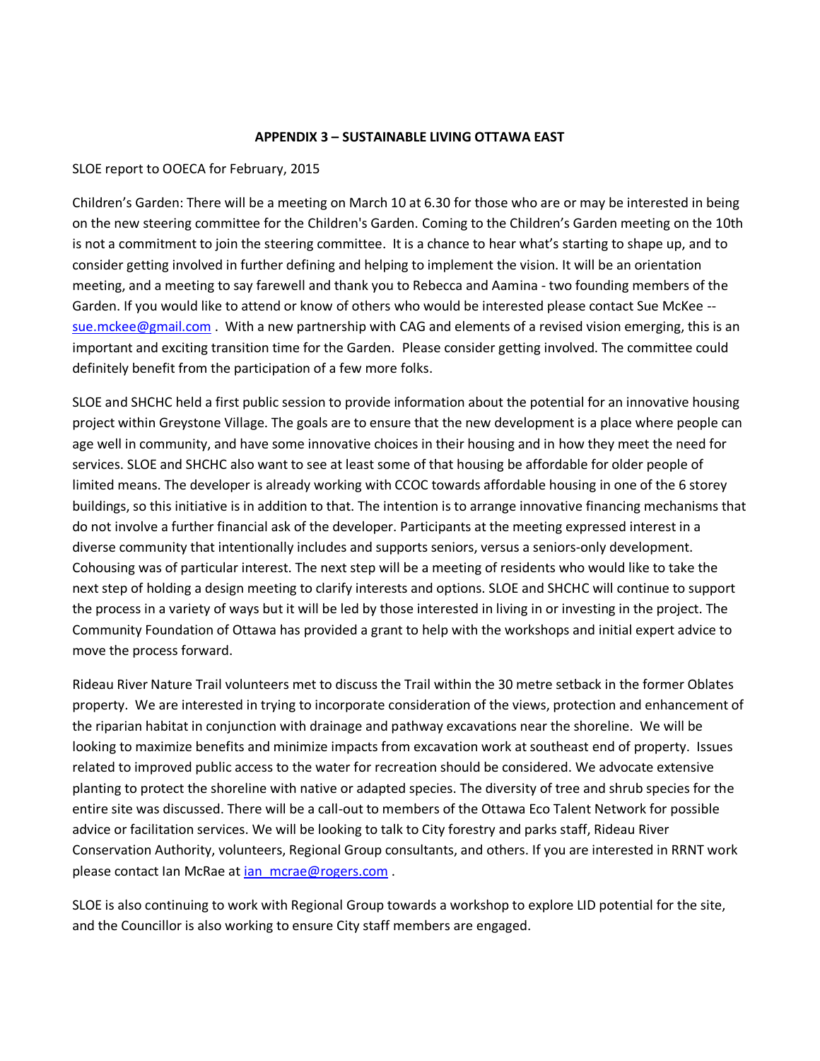**APPENDIX 3 – SUSTAINABLE LIVING OTTAWA EAST**

SLOE report to OOECA for February, 2015

Children's Garden: There will be a meeting on March 10 at 6.30 for those who are or may be interested in being on the new steering committee for the Children's Garden. Coming to the Children's Garden meeting on the 10th is not a commitment to join the steering committee. It is a chance to hear what's starting to shape up, and to consider getting involved in further defining and helping to implement the vision. It will be an orientation meeting, and a meeting to say farewell and thank you to Rebecca and Aamina - two founding members of the Garden. If you would like to attend or know of others who would be interested please contact Sue McKee -- sue.mckee@gmail.com . With a new partnership with CAG and elements of a revised vision emerging, this is an important and exciting transition time for the Garden. Please consider getting involved. The committee could definitely benefit from the participation of a few more folks.

SLOE and SHCHC held a first public session to provide information about the potential for an innovative housing project within Greystone Village. The goals are to ensure that the new development is a place where people can age well in community, and have some innovative choices in their housing and in how they meet the need for services. SLOE and SHCHC also want to see at least some of that housing be affordable for older people of limited means. The developer is already working with CCOC towards affordable housing in one of the 6 storey buildings, so this initiative is in addition to that. The intention is to arrange innovative financing mechanisms that do not involve a further financial ask of the developer. Participants at the meeting expressed interest in a diverse community that intentionally includes and supports seniors, versus a seniors-only development. Cohousing was of particular interest. The next step will be a meeting of residents who would like to take the next step of holding a design meeting to clarify interests and options. SLOE and SHCHC will continue to support the process in a variety of ways but it will be led by those interested in living in or investing in the project. The Community Foundation of Ottawa has provided a grant to help with the workshops and initial expert advice to move the process forward.

Rideau River Nature Trail volunteers met to discuss the Trail within the 30 metre setback in the former Oblates property. We are interested in trying to incorporate consideration of the views, protection and enhancement of the riparian habitat in conjunction with drainage and pathway excavations near the shoreline. We will be looking to maximize benefits and minimize impacts from excavation work at southeast end of property. Issues related to improved public access to the water for recreation should be considered. We advocate extensive planting to protect the shoreline with native or adapted species. The diversity of tree and shrub species for the entire site was discussed. There will be a call-out to members of the Ottawa Eco Talent Network for possible advice or facilitation services. We will be looking to talk to City forestry and parks staff, Rideau River Conservation Authority, volunteers, Regional Group consultants, and others. If you are interested in RRNT work please contact Ian McRae at ian_mcrae@rogers.com .

SLOE is also continuing to work with Regional Group towards a workshop to explore LID potential for the site, and the Councillor is also working to ensure City staff members are engaged.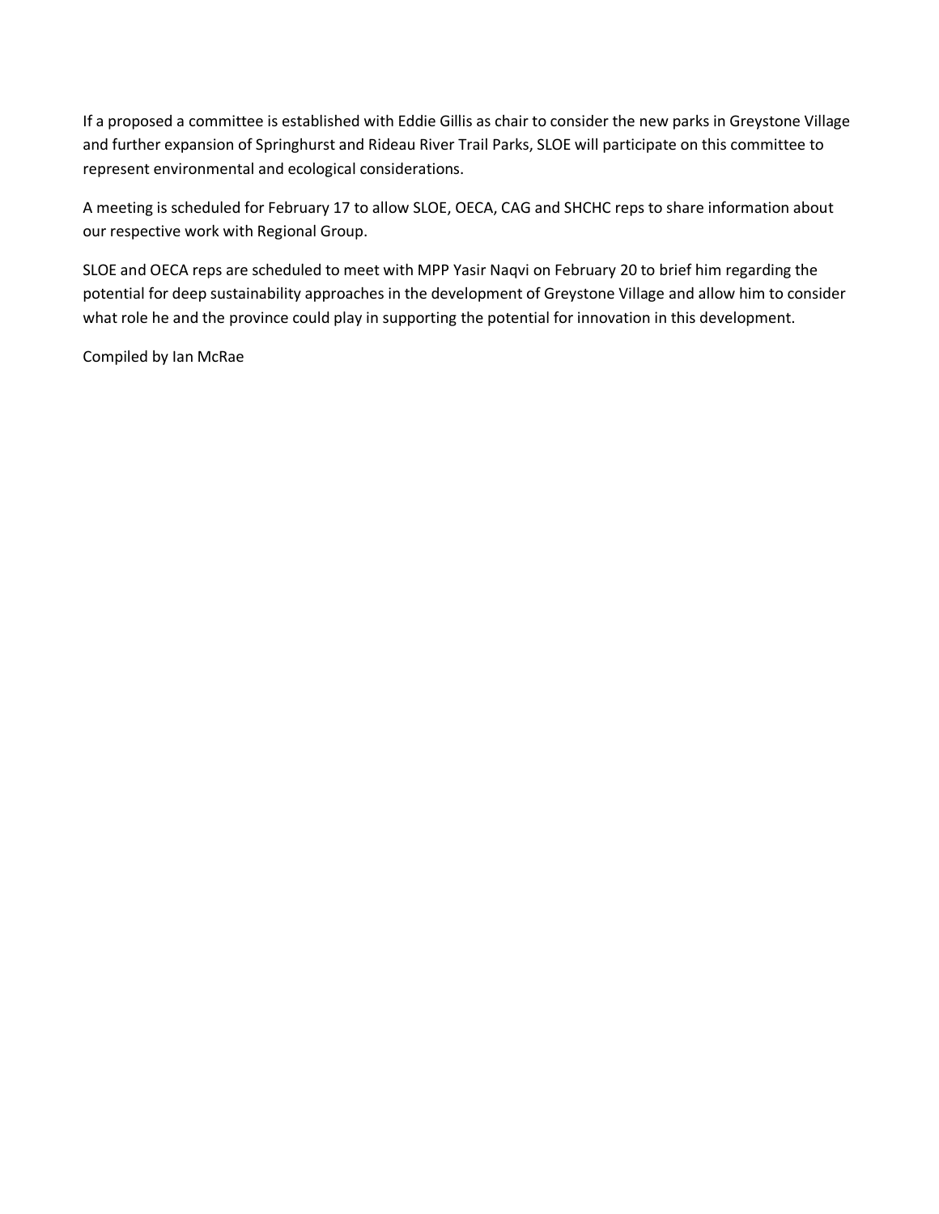If a proposed a committee is established with Eddie Gillis as chair to consider the new parks in Greystone Village and further expansion of Springhurst and Rideau River Trail Parks, SLOE will participate on this committee to represent environmental and ecological considerations.

A meeting is scheduled for February 17 to allow SLOE, OECA, CAG and SHCHC reps to share information about our respective work with Regional Group.

SLOE and OECA reps are scheduled to meet with MPP Yasir Naqvi on February 20 to brief him regarding the potential for deep sustainability approaches in the development of Greystone Village and allow him to consider what role he and the province could play in supporting the potential for innovation in this development.

Compiled by Ian McRae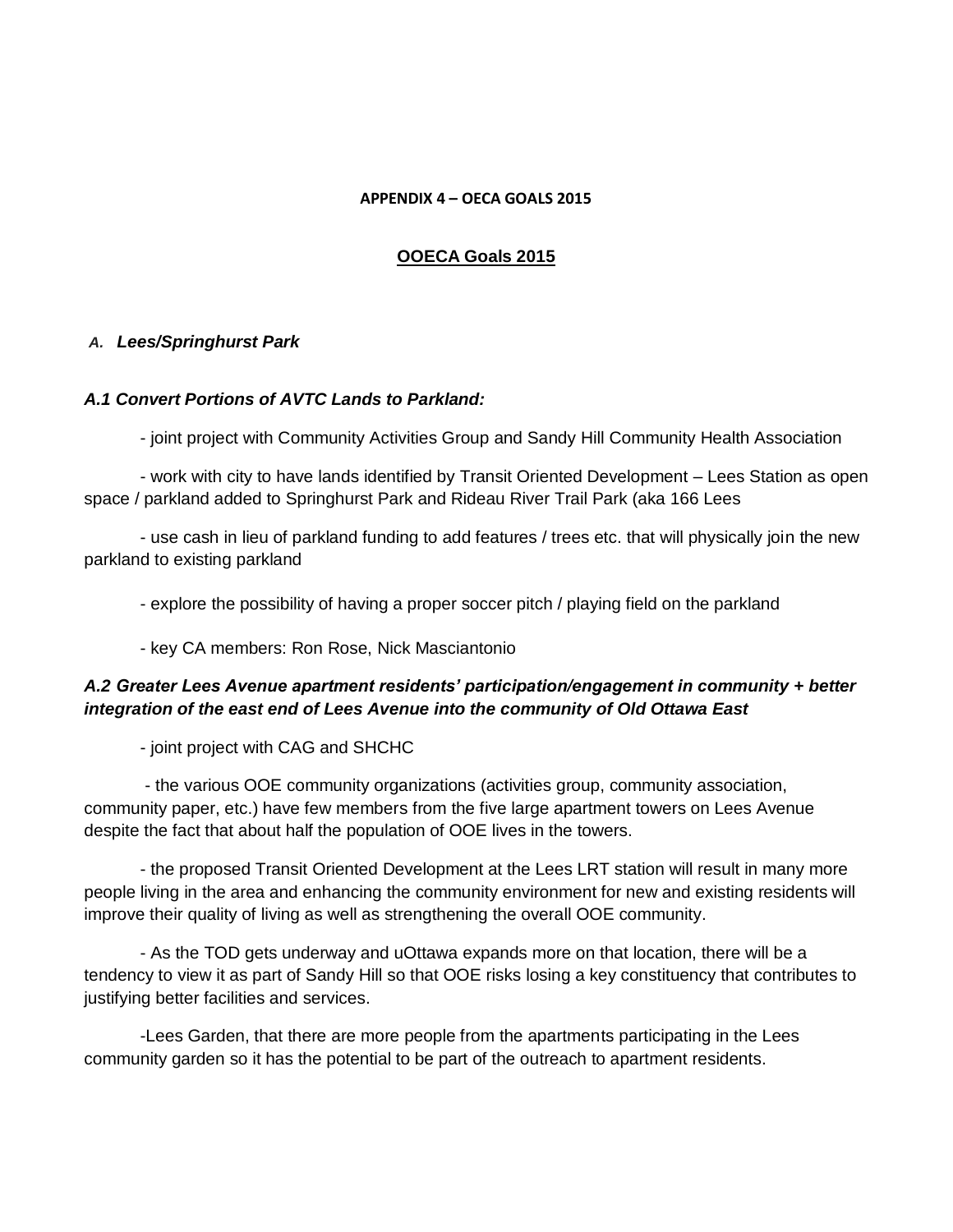**APPENDIX 4 – OECA GOALS 2015**

## OOECA Goals 2015

### A. *Lees/Springhurst Park*

#### *A.1 Convert Portions of AVTC Lands to Parkland:*

- joint project with Community Activities Group and Sandy Hill Community Health Association

- work with city to have lands identified by Transit Oriented Development – Lees Station as open space / parkland added to Springhurst Park and Rideau River Trail Park (aka 166 Lees

- use cash in lieu of parkland funding to add features / trees etc. that will physically join the new parkland to existing parkland

- explore the possibility of having a proper soccer pitch / playing field on the parkland

- key CA members: Ron Rose, Nick Masciantonio

#### *A.2 Greater Lees Avenue apartment residents' participation/engagement in community + better integration of the east end of Lees Avenue into the community of Old Ottawa East*

- joint project with CAG and SHCHC

- the various OOE community organizations (activities group, community association, community paper, etc.) have few members from the five large apartment towers on Lees Avenue despite the fact that about half the population of OOE lives in the towers.

- the proposed Transit Oriented Development at the Lees LRT station will result in many more people living in the area and enhancing the community environment for new and existing residents will improve their quality of living as well as strengthening the overall OOE community.

- As the TOD gets underway and uOttawa expands more on that location, there will be a tendency to view it as part of Sandy Hill so that OOE risks losing a key constituency that contributes to justifying better facilities and services.

-Lees Garden, that there are more people from the apartments participating in the Lees community garden so it has the potential to be part of the outreach to apartment residents.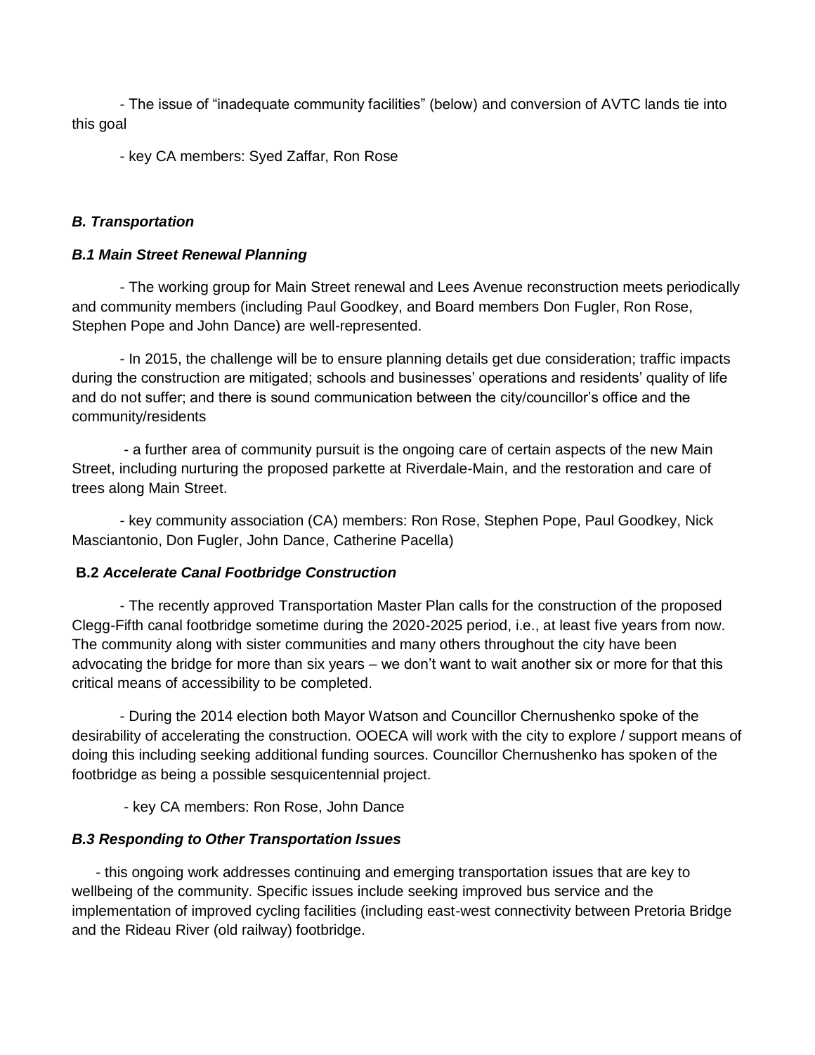- The issue of "inadequate community facilities" (below) and conversion of AVTC lands tie into this goal

- key CA members: Syed Zaffar, Ron Rose

### *B. Transportation*

#### *B.1 Main Street Renewal Planning*

- The working group for Main Street renewal and Lees Avenue reconstruction meets periodically and community members (including Paul Goodkey, and Board members Don Fugler, Ron Rose, Stephen Pope and John Dance) are well-represented.

- In 2015, the challenge will be to ensure planning details get due consideration; traffic impacts during the construction are mitigated; schools and businesses' operations and residents' quality of life and do not suffer; and there is sound communication between the city/councillor's office and the community/residents

- a further area of community pursuit is the ongoing care of certain aspects of the new Main Street, including nurturing the proposed parkette at Riverdale-Main, and the restoration and care of trees along Main Street.

- key community association (CA) members: Ron Rose, Stephen Pope, Paul Goodkey, Nick Masciantonio, Don Fugler, John Dance, Catherine Pacella)

#### **B.2** *Accelerate Canal Footbridge Construction*

- The recently approved Transportation Master Plan calls for the construction of the proposed Clegg-Fifth canal footbridge sometime during the 2020-2025 period, i.e., at least five years from now. The community along with sister communities and many others throughout the city have been advocating the bridge for more than six years – we don't want to wait another six or more for that this critical means of accessibility to be completed.

- During the 2014 election both Mayor Watson and Councillor Chernushenko spoke of the desirability of accelerating the construction. OOECA will work with the city to explore / support means of doing this including seeking additional funding sources. Councillor Chernushenko has spoken of the footbridge as being a possible sesquicentennial project.

- key CA members: Ron Rose, John Dance

#### *B.3 Responding to Other Transportation Issues*

- this ongoing work addresses continuing and emerging transportation issues that are key to wellbeing of the community. Specific issues include seeking improved bus service and the implementation of improved cycling facilities (including east-west connectivity between Pretoria Bridge and the Rideau River (old railway) footbridge.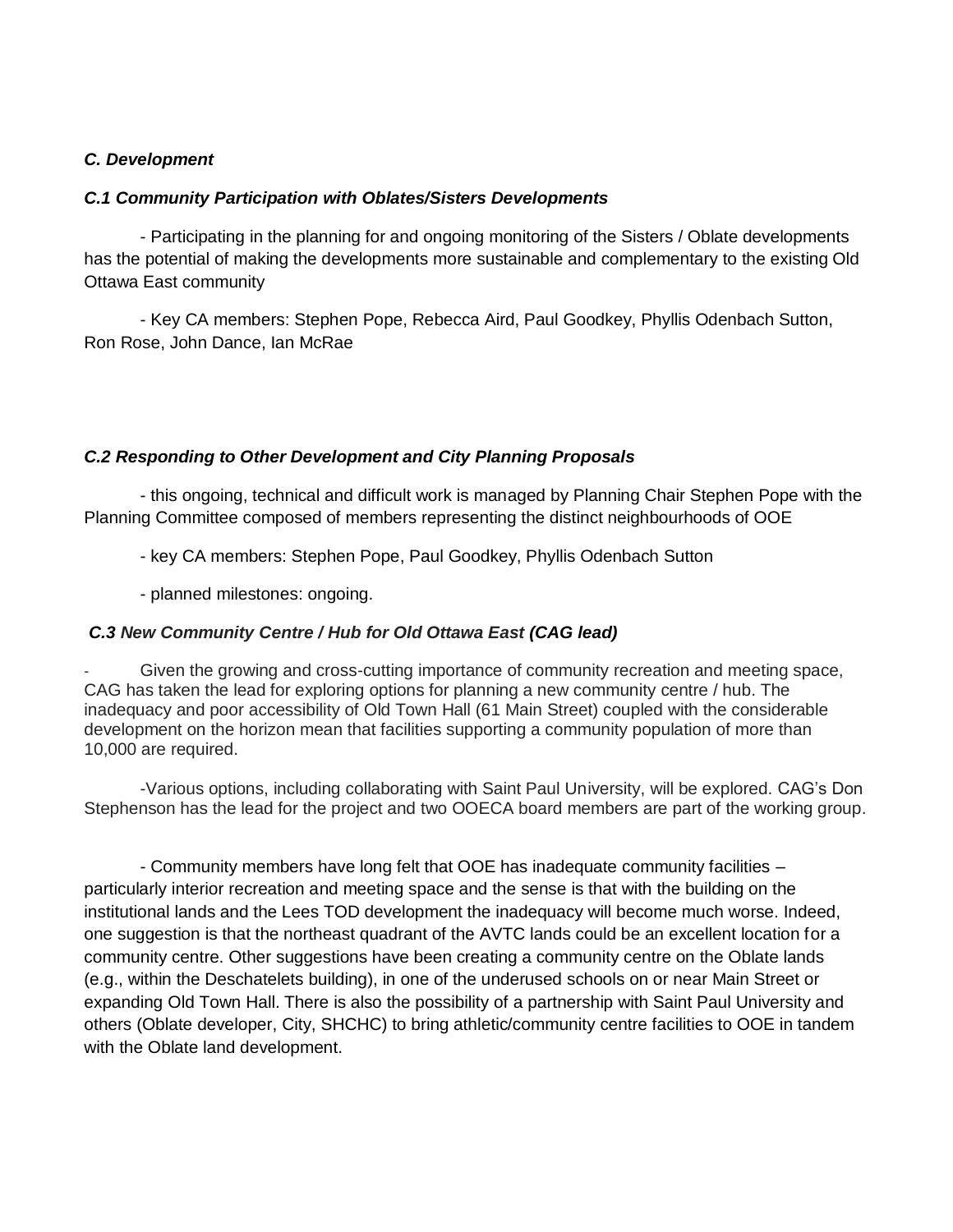### *C. Development*

#### *C.1 Community Participation with Oblates/Sisters Developments*

- Participating in the planning for and ongoing monitoring of the Sisters / Oblate developments has the potential of making the developments more sustainable and complementary to the existing Old Ottawa East community

- Key CA members: Stephen Pope, Rebecca Aird, Paul Goodkey, Phyllis Odenbach Sutton, Ron Rose, John Dance, Ian McRae

#### *C.2 Responding to Other Development and City Planning Proposals*

- this ongoing, technical and difficult work is managed by Planning Chair Stephen Pope with the Planning Committee composed of members representing the distinct neighbourhoods of OOE

- key CA members: Stephen Pope, Paul Goodkey, Phyllis Odenbach Sutton

- planned milestones: ongoing.

#### *C.3 New Community Centre / Hub for Old Ottawa East (CAG lead)*

- Given the growing and cross-cutting importance of community recreation and meeting space, CAG has taken the lead for exploring options for planning a new community centre / hub. The inadequacy and poor accessibility of Old Town Hall (61 Main Street) coupled with the considerable development on the horizon mean that facilities supporting a community population of more than 10,000 are required.

- Various options, including collaborating with Saint Paul University, will be explored. CAG's Don Stephenson has the lead for the project and two OOECA board members are part of the working group.

- Community members have long felt that OOE has inadequate community facilities – particularly interior recreation and meeting space and the sense is that with the building on the institutional lands and the Lees TOD development the inadequacy will become much worse. Indeed, one suggestion is that the northeast quadrant of the AVTC lands could be an excellent location for a community centre. Other suggestions have been creating a community centre on the Oblate lands (e.g., within the Deschatelets building), in one of the underused schools on or near Main Street or expanding Old Town Hall. There is also the possibility of a partnership with Saint Paul University and others (Oblate developer, City, SHCHC) to bring athletic/community centre facilities to OOE in tandem with the Oblate land development.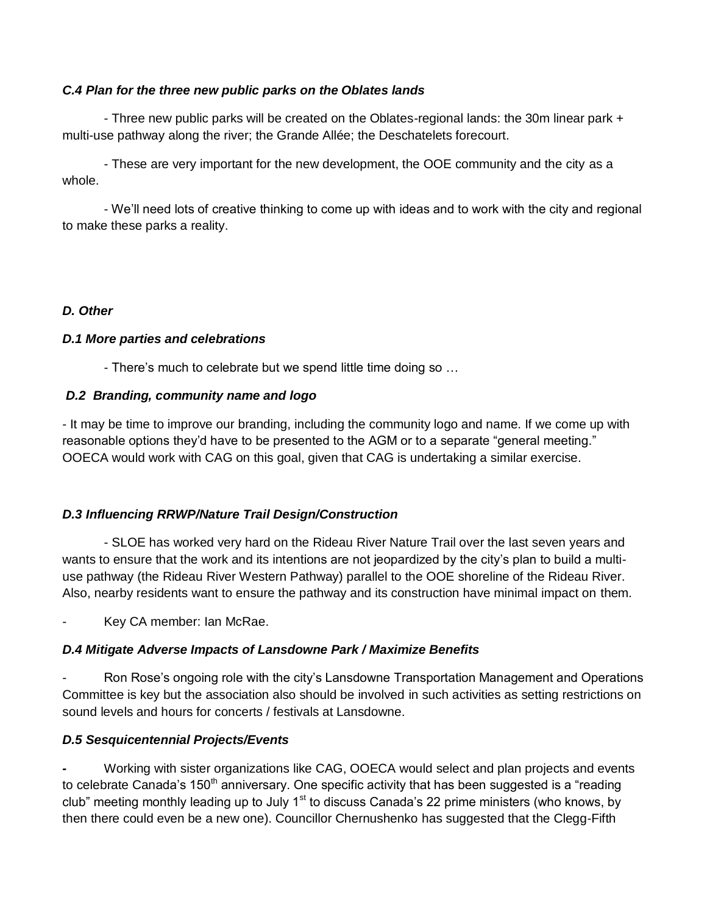### *C.4 Plan for the three new public parks on the Oblates lands*

- Three new public parks will be created on the Oblates-regional lands: the 30m linear park + multi-use pathway along the river; the Grande Allée; the Deschatelets forecourt.

- These are very important for the new development, the OOE community and the city as a whole.

- We'll need lots of creative thinking to come up with ideas and to work with the city and regional to make these parks a reality.

## *D. Other*

### *D.1 More parties and celebrations*

- There's much to celebrate but we spend little time doing so …

### *D.2 Branding, community name and logo*

- It may be time to improve our branding, including the community logo and name. If we come up with reasonable options they'd have to be presented to the AGM or to a separate "general meeting." OOECA would work with CAG on this goal, given that CAG is undertaking a similar exercise.

### *D.3 Influencing RRWP/Nature Trail Design/Construction*

- SLOE has worked very hard on the Rideau River Nature Trail over the last seven years and wants to ensure that the work and its intentions are not jeopardized by the city's plan to build a multi-use pathway (the Rideau River Western Pathway) parallel to the OOE shoreline of the Rideau River. Also, nearby residents want to ensure the pathway and its construction have minimal impact on them.

- Key CA member: Ian McRae.

### *D.4 Mitigate Adverse Impacts of Lansdowne Park / Maximize Benefits*

- Ron Rose's ongoing role with the city's Lansdowne Transportation Management and Operations Committee is key but the association also should be involved in such activities as setting restrictions on sound levels and hours for concerts / festivals at Lansdowne.

### *D.5 Sesquicentennial Projects/Events*

- Working with sister organizations like CAG, OOECA would select and plan projects and events to celebrate Canada's 150th anniversary. One specific activity that has been suggested is a "reading club" meeting monthly leading up to July 1st to discuss Canada's 22 prime ministers (who knows, by then there could even be a new one). Councillor Chernushenko has suggested that the Clegg-Fifth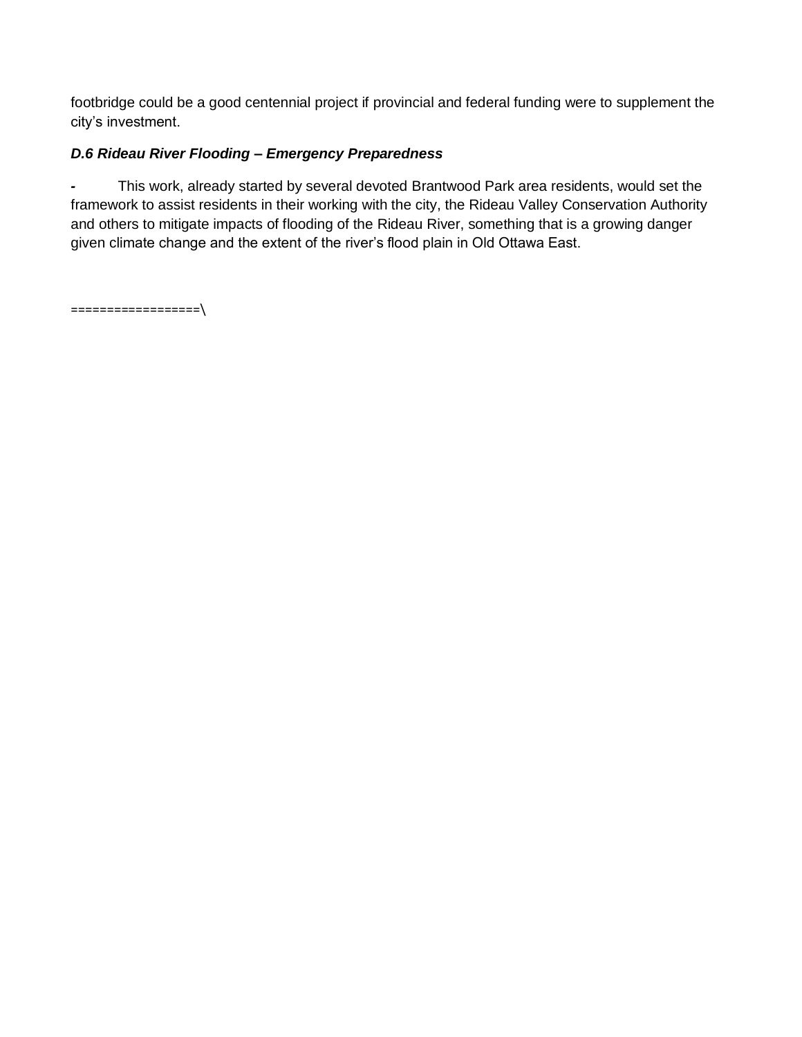footbridge could be a good centennial project if provincial and federal funding were to supplement the city's investment.

### *D.6 Rideau River Flooding – Emergency Preparedness*

- This work, already started by several devoted Brantwood Park area residents, would set the framework to assist residents in their working with the city, the Rideau Valley Conservation Authority and others to mitigate impacts of flooding of the Rideau River, something that is a growing danger given climate change and the extent of the river's flood plain in Old Ottawa East.

==================\